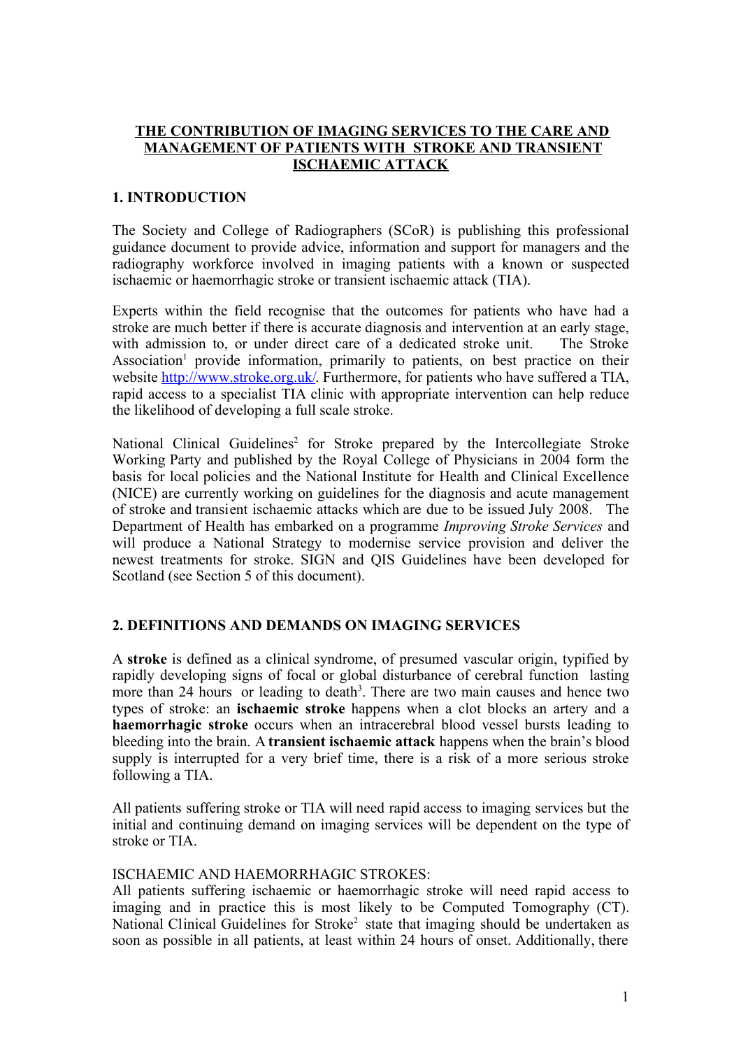# THE CONTRIBUTION OF IMAGING SERVICES TO THE CARE AND MANAGEMENT OF PATIENTS WITH STROKE AND TRANSIENT ISCHAEMIC ATTACK

## 1. INTRODUCTION

The Society and College of Radiographers (SCoR) is publishing this professional guidance document to provide advice, information and support for managers and the radiography workforce involved in imaging patients with a known or suspected ischaemic or haemorrhagic stroke or transient ischaemic attack (TIA).

Experts within the field recognise that the outcomes for patients who have had a stroke are much better if there is accurate diagnosis and intervention at an early stage, with admission to, or under direct care of a dedicated stroke unit. The Stroke Association[1] provide information, primarily to patients, on best practice on their website http://www.stroke.org.uk/. Furthermore, for patients who have suffered a TIA, rapid access to a specialist TIA clinic with appropriate intervention can help reduce the likelihood of developing a full scale stroke.

National Clinical Guidelines[2] for Stroke prepared by the Intercollegiate Stroke Working Party and published by the Royal College of Physicians in 2004 form the basis for local policies and the National Institute for Health and Clinical Excellence (NICE) are currently working on guidelines for the diagnosis and acute management of stroke and transient ischaemic attacks which are due to be issued July 2008. The Department of Health has embarked on a programme *Improving Stroke Services* and will produce a National Strategy to modernise service provision and deliver the newest treatments for stroke. SIGN and QIS Guidelines have been developed for Scotland (see Section 5 of this document).

## 2. DEFINITIONS AND DEMANDS ON IMAGING SERVICES

A **stroke** is defined as a clinical syndrome, of presumed vascular origin, typified by rapidly developing signs of focal or global disturbance of cerebral function lasting more than 24 hours or leading to death[3]. There are two main causes and hence two types of stroke: an **ischaemic stroke** happens when a clot blocks an artery and a **haemorrhagic stroke** occurs when an intracerebral blood vessel bursts leading to bleeding into the brain. A **transient ischaemic attack** happens when the brain's blood supply is interrupted for a very brief time, there is a risk of a more serious stroke following a TIA.

All patients suffering stroke or TIA will need rapid access to imaging services but the initial and continuing demand on imaging services will be dependent on the type of stroke or TIA.

ISCHAEMIC AND HAEMORRHAGIC STROKES:

All patients suffering ischaemic or haemorrhagic stroke will need rapid access to imaging and in practice this is most likely to be Computed Tomography (CT). National Clinical Guidelines for Stroke[2] state that imaging should be undertaken as soon as possible in all patients, at least within 24 hours of onset. Additionally, there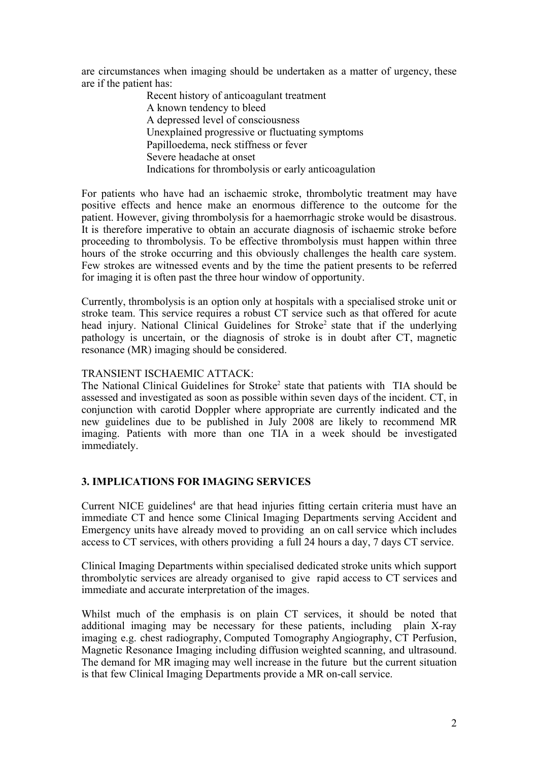are circumstances when imaging should be undertaken as a matter of urgency, these are if the patient has:

- Recent history of anticoagulant treatment
- A known tendency to bleed
- A depressed level of consciousness
- Unexplained progressive or fluctuating symptoms
- Papilloedema, neck stiffness or fever
- Severe headache at onset
- Indications for thrombolysis or early anticoagulation

For patients who have had an ischaemic stroke, thrombolytic treatment may have positive effects and hence make an enormous difference to the outcome for the patient. However, giving thrombolysis for a haemorrhagic stroke would be disastrous. It is therefore imperative to obtain an accurate diagnosis of ischaemic stroke before proceeding to thrombolysis. To be effective thrombolysis must happen within three hours of the stroke occurring and this obviously challenges the health care system. Few strokes are witnessed events and by the time the patient presents to be referred for imaging it is often past the three hour window of opportunity.

Currently, thrombolysis is an option only at hospitals with a specialised stroke unit or stroke team. This service requires a robust CT service such as that offered for acute head injury. National Clinical Guidelines for Stroke[2] state that if the underlying pathology is uncertain, or the diagnosis of stroke is in doubt after CT, magnetic resonance (MR) imaging should be considered.

TRANSIENT ISCHAEMIC ATTACK:
The National Clinical Guidelines for Stroke[2] state that patients with TIA should be assessed and investigated as soon as possible within seven days of the incident. CT, in conjunction with carotid Doppler where appropriate are currently indicated and the new guidelines due to be published in July 2008 are likely to recommend MR imaging. Patients with more than one TIA in a week should be investigated immediately.

## 3. IMPLICATIONS FOR IMAGING SERVICES

Current NICE guidelines[4] are that head injuries fitting certain criteria must have an immediate CT and hence some Clinical Imaging Departments serving Accident and Emergency units have already moved to providing an on call service which includes access to CT services, with others providing a full 24 hours a day, 7 days CT service.

Clinical Imaging Departments within specialised dedicated stroke units which support thrombolytic services are already organised to give rapid access to CT services and immediate and accurate interpretation of the images.

Whilst much of the emphasis is on plain CT services, it should be noted that additional imaging may be necessary for these patients, including plain X-ray imaging e.g. chest radiography, Computed Tomography Angiography, CT Perfusion, Magnetic Resonance Imaging including diffusion weighted scanning, and ultrasound. The demand for MR imaging may well increase in the future but the current situation is that few Clinical Imaging Departments provide a MR on-call service.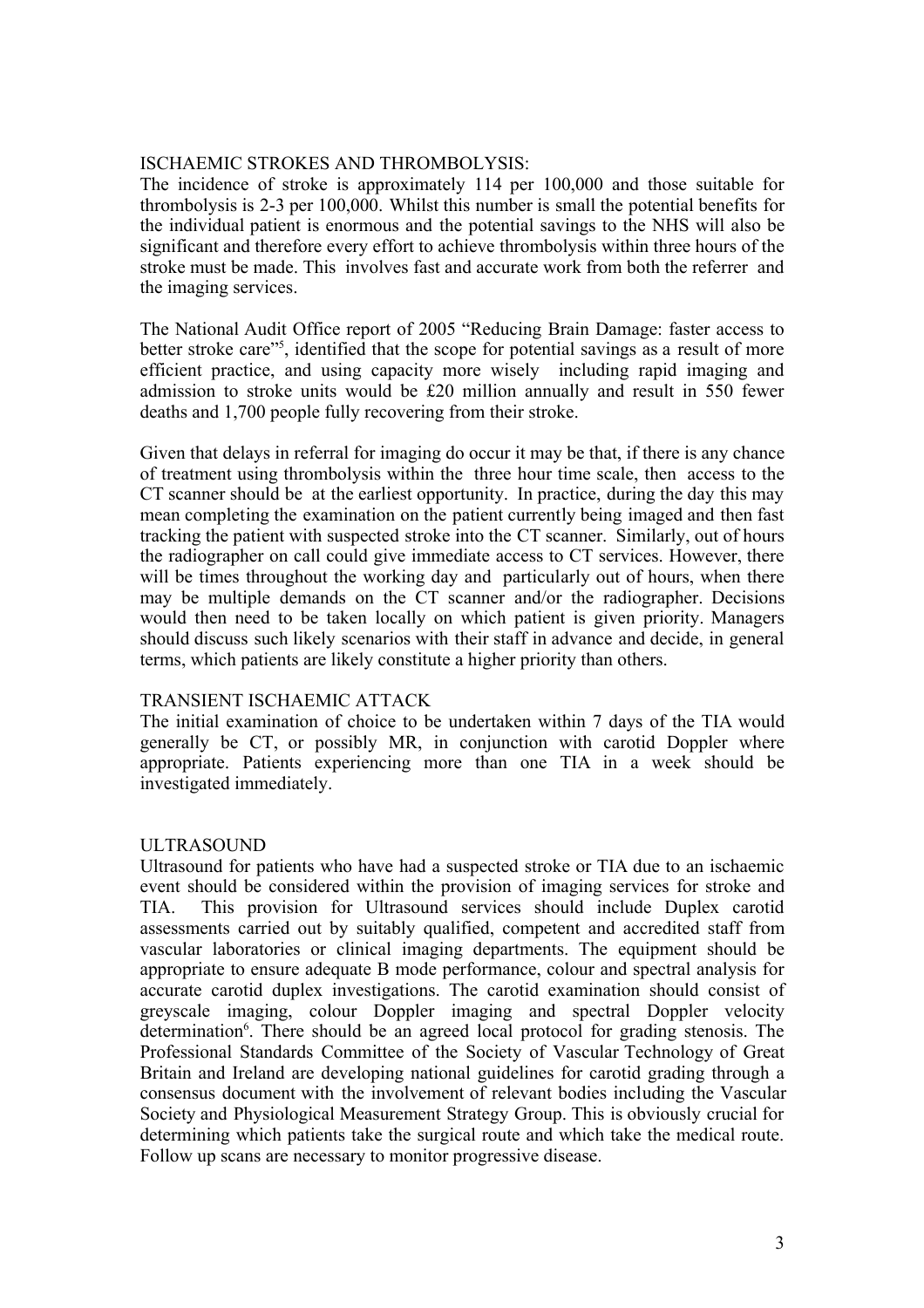## ISCHAEMIC STROKES AND THROMBOLYSIS:

The incidence of stroke is approximately 114 per 100,000 and those suitable for thrombolysis is 2-3 per 100,000. Whilst this number is small the potential benefits for the individual patient is enormous and the potential savings to the NHS will also be significant and therefore every effort to achieve thrombolysis within three hours of the stroke must be made. This involves fast and accurate work from both the referrer and the imaging services.

The National Audit Office report of 2005 "Reducing Brain Damage: faster access to better stroke care"[5], identified that the scope for potential savings as a result of more efficient practice, and using capacity more wisely including rapid imaging and admission to stroke units would be £20 million annually and result in 550 fewer deaths and 1,700 people fully recovering from their stroke.

Given that delays in referral for imaging do occur it may be that, if there is any chance of treatment using thrombolysis within the three hour time scale, then access to the CT scanner should be at the earliest opportunity. In practice, during the day this may mean completing the examination on the patient currently being imaged and then fast tracking the patient with suspected stroke into the CT scanner. Similarly, out of hours the radiographer on call could give immediate access to CT services. However, there will be times throughout the working day and particularly out of hours, when there may be multiple demands on the CT scanner and/or the radiographer. Decisions would then need to be taken locally on which patient is given priority. Managers should discuss such likely scenarios with their staff in advance and decide, in general terms, which patients are likely constitute a higher priority than others.

## TRANSIENT ISCHAEMIC ATTACK

The initial examination of choice to be undertaken within 7 days of the TIA would generally be CT, or possibly MR, in conjunction with carotid Doppler where appropriate. Patients experiencing more than one TIA in a week should be investigated immediately.

## ULTRASOUND

Ultrasound for patients who have had a suspected stroke or TIA due to an ischaemic event should be considered within the provision of imaging services for stroke and TIA. This provision for Ultrasound services should include Duplex carotid assessments carried out by suitably qualified, competent and accredited staff from vascular laboratories or clinical imaging departments. The equipment should be appropriate to ensure adequate B mode performance, colour and spectral analysis for accurate carotid duplex investigations. The carotid examination should consist of greyscale imaging, colour Doppler imaging and spectral Doppler velocity determination[6]. There should be an agreed local protocol for grading stenosis. The Professional Standards Committee of the Society of Vascular Technology of Great Britain and Ireland are developing national guidelines for carotid grading through a consensus document with the involvement of relevant bodies including the Vascular Society and Physiological Measurement Strategy Group. This is obviously crucial for determining which patients take the surgical route and which take the medical route. Follow up scans are necessary to monitor progressive disease.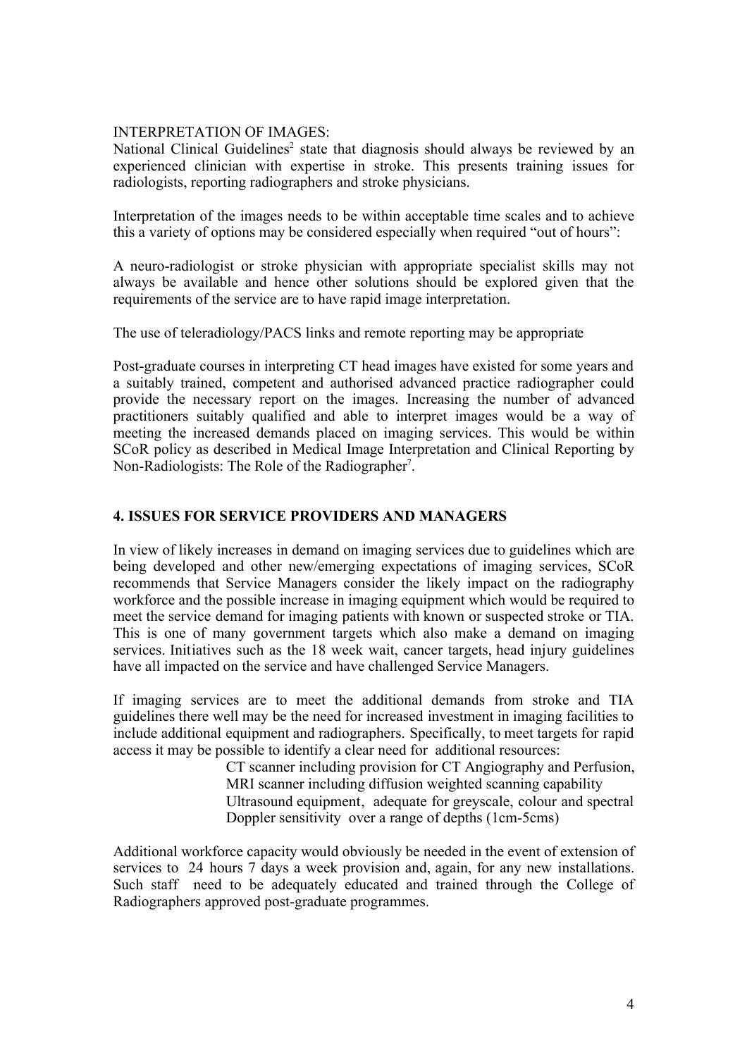INTERPRETATION OF IMAGES:

National Clinical Guidelines[2] state that diagnosis should always be reviewed by an experienced clinician with expertise in stroke. This presents training issues for radiologists, reporting radiographers and stroke physicians.

Interpretation of the images needs to be within acceptable time scales and to achieve this a variety of options may be considered especially when required "out of hours":

A neuro-radiologist or stroke physician with appropriate specialist skills may not always be available and hence other solutions should be explored given that the requirements of the service are to have rapid image interpretation.

The use of teleradiology/PACS links and remote reporting may be appropriate

Post-graduate courses in interpreting CT head images have existed for some years and a suitably trained, competent and authorised advanced practice radiographer could provide the necessary report on the images. Increasing the number of advanced practitioners suitably qualified and able to interpret images would be a way of meeting the increased demands placed on imaging services. This would be within SCoR policy as described in Medical Image Interpretation and Clinical Reporting by Non-Radiologists: The Role of the Radiographer[7].

## 4. ISSUES FOR SERVICE PROVIDERS AND MANAGERS

In view of likely increases in demand on imaging services due to guidelines which are being developed and other new/emerging expectations of imaging services, SCoR recommends that Service Managers consider the likely impact on the radiography workforce and the possible increase in imaging equipment which would be required to meet the service demand for imaging patients with known or suspected stroke or TIA. This is one of many government targets which also make a demand on imaging services. Initiatives such as the 18 week wait, cancer targets, head injury guidelines have all impacted on the service and have challenged Service Managers.

If imaging services are to meet the additional demands from stroke and TIA guidelines there well may be the need for increased investment in imaging facilities to include additional equipment and radiographers. Specifically, to meet targets for rapid access it may be possible to identify a clear need for additional resources:

CT scanner including provision for CT Angiography and Perfusion,
MRI scanner including diffusion weighted scanning capability
Ultrasound equipment, adequate for greyscale, colour and spectral Doppler sensitivity over a range of depths (1cm-5cms)

Additional workforce capacity would obviously be needed in the event of extension of services to 24 hours 7 days a week provision and, again, for any new installations. Such staff need to be adequately educated and trained through the College of Radiographers approved post-graduate programmes.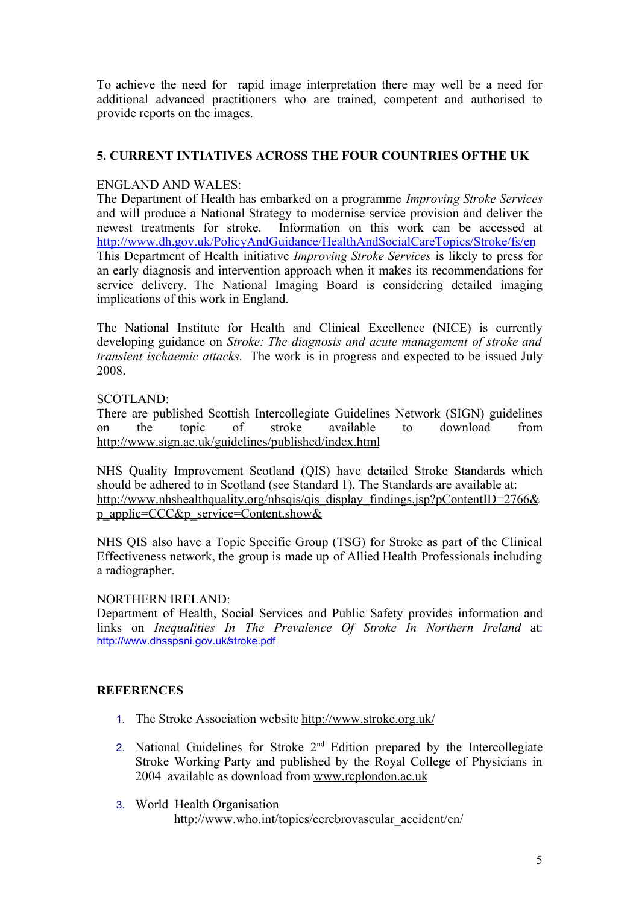To achieve the need for rapid image interpretation there may well be a need for additional advanced practitioners who are trained, competent and authorised to provide reports on the images.

## 5. CURRENT INTIATIVES ACROSS THE FOUR COUNTRIES OFTHE UK

ENGLAND AND WALES:

The Department of Health has embarked on a programme *Improving Stroke Services* and will produce a National Strategy to modernise service provision and deliver the newest treatments for stroke. Information on this work can be accessed at http://www.dh.gov.uk/PolicyAndGuidance/HealthAndSocialCareTopics/Stroke/fs/en
This Department of Health initiative *Improving Stroke Services* is likely to press for an early diagnosis and intervention approach when it makes its recommendations for service delivery. The National Imaging Board is considering detailed imaging implications of this work in England.

The National Institute for Health and Clinical Excellence (NICE) is currently developing guidance on *Stroke: The diagnosis and acute management of stroke and transient ischaemic attacks*. The work is in progress and expected to be issued July 2008.

SCOTLAND:

There are published Scottish Intercollegiate Guidelines Network (SIGN) guidelines on the topic of stroke available to download from http://www.sign.ac.uk/guidelines/published/index.html

NHS Quality Improvement Scotland (QIS) have detailed Stroke Standards which should be adhered to in Scotland (see Standard 1). The Standards are available at: http://www.nhshealthquality.org/nhsqis/qis_display_findings.jsp?pContentID=2766&p_applic=CCC&p_service=Content.show&

NHS QIS also have a Topic Specific Group (TSG) for Stroke as part of the Clinical Effectiveness network, the group is made up of Allied Health Professionals including a radiographer.

NORTHERN IRELAND:

Department of Health, Social Services and Public Safety provides information and links on *Inequalities In The Prevalence Of Stroke In Northern Ireland* at: http://www.dhsspsni.gov.uk/stroke.pdf

## REFERENCES

1. The Stroke Association website http://www.stroke.org.uk/
2. National Guidelines for Stroke 2nd Edition prepared by the Intercollegiate Stroke Working Party and published by the Royal College of Physicians in 2004 available as download from www.rcplondon.ac.uk
3. World Health Organisation
   http://www.who.int/topics/cerebrovascular_accident/en/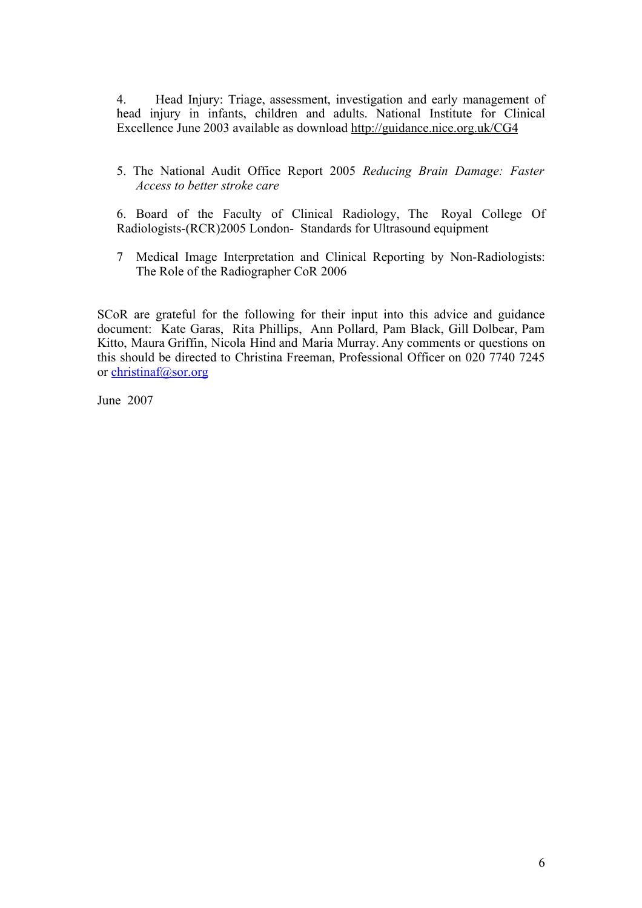4. Head Injury: Triage, assessment, investigation and early management of head injury in infants, children and adults. National Institute for Clinical Excellence June 2003 available as download http://guidance.nice.org.uk/CG4

5. The National Audit Office Report 2005 *Reducing Brain Damage: Faster Access to better stroke care*

6. Board of the Faculty of Clinical Radiology, The Royal College Of Radiologists-(RCR)2005 London- Standards for Ultrasound equipment

7 Medical Image Interpretation and Clinical Reporting by Non-Radiologists: The Role of the Radiographer CoR 2006

SCoR are grateful for the following for their input into this advice and guidance document: Kate Garas, Rita Phillips, Ann Pollard, Pam Black, Gill Dolbear, Pam Kitto, Maura Griffin, Nicola Hind and Maria Murray. Any comments or questions on this should be directed to Christina Freeman, Professional Officer on 020 7740 7245 or christinaf@sor.org

June 2007